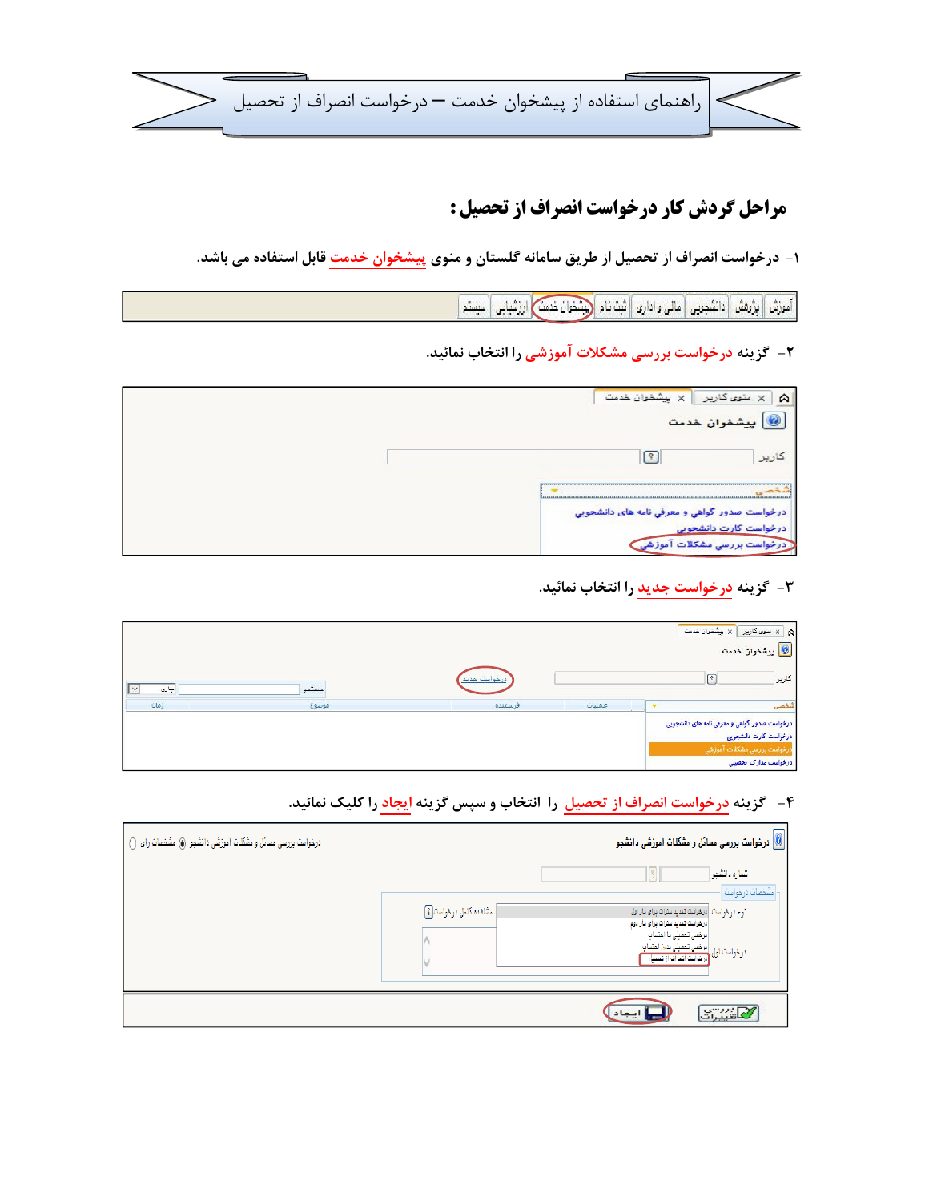# راهنمای استفاده از پیشخوان خدمت – درخواست انصراف از تحصیل

## مراحل گردش کار درخواست انصراف از تحصیل :

۱- درخواست انصراف از تحصیل از طریق سامانه گلستان و منوی پیشخوان خدمت قابل استفاده می باشد.

۲- گزینه درخواست بررسی مشکلات آموزشی را انتخاب نمائید.

۳- گزینه درخواست جدید را انتخاب نمائید.

۴- گزینه درخواست انصراف از تحصیل را انتخاب و سپس گزینه ایجاد را کلیک نمائید.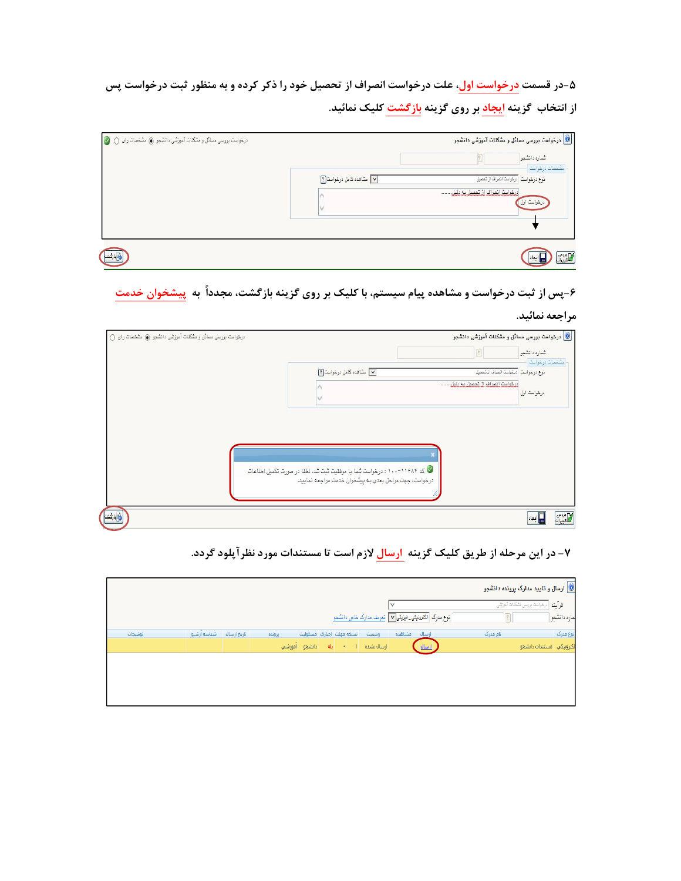۵-در قسمت **درخواست اول**، علت درخواست انصراف از تحصیل خود را ذکر کرده و به منظور ثبت درخواست پس از انتخاب گزینه **ایجاد** بر روی گزینه **بازگشت** کلیک نمائید.

۶-پس از ثبت درخواست و مشاهده پیام سیستم، با کلیک بر روی گزینه بازگشت، مجدداً به **پیشخوان خدمت** مراجعه نمائید.

۷- در این مرحله از طریق کلیک گزینه **ارسال** لازم است تا مستندات مورد نظر آپلود گردد.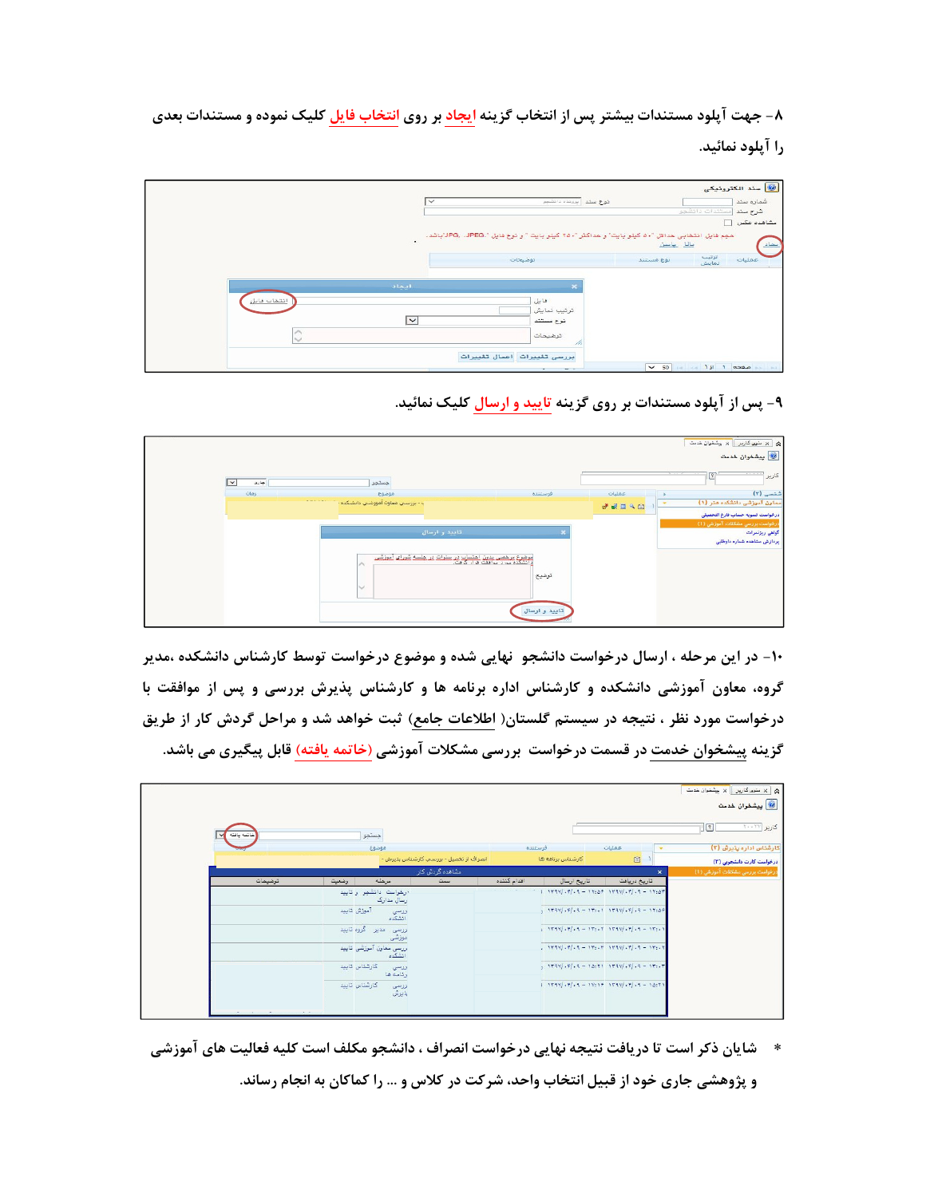۸- جهت آپلود مستندات بیشتر پس از انتخاب گزینه ایجاد بر روی انتخاب فایل کلیک نموده و مستندات بعدی را آپلود نمائید.

۹- پس از آپلود مستندات بر روی گزینه تایید و ارسال کلیک نمائید.

۱۰- در این مرحله ، ارسال درخواست دانشجو نهایی شده و موضوع درخواست توسط کارشناس دانشکده ،مدیر گروه، معاون آموزشی دانشکده و کارشناس اداره برنامه ها و کارشناس پذیرش بررسی و پس از موافقت با درخواست مورد نظر ، نتیجه در سیستم گلستان( اطلاعات جامع) ثبت خواهد شد و مراحل گردش کار از طریق گزینه پیشخوان خدمت در قسمت درخواست بررسی مشکلات آموزشی (خاتمه یافته) قابل پیگیری می باشد.

\* شایان ذکر است تا دریافت نتیجه نهایی درخواست انصراف ، دانشجو مکلف است کلیه فعالیت های آموزشی و پژوهشی جاری خود از قبیل انتخاب واحد، شرکت در کلاس و ... را کماکان به انجام رساند.